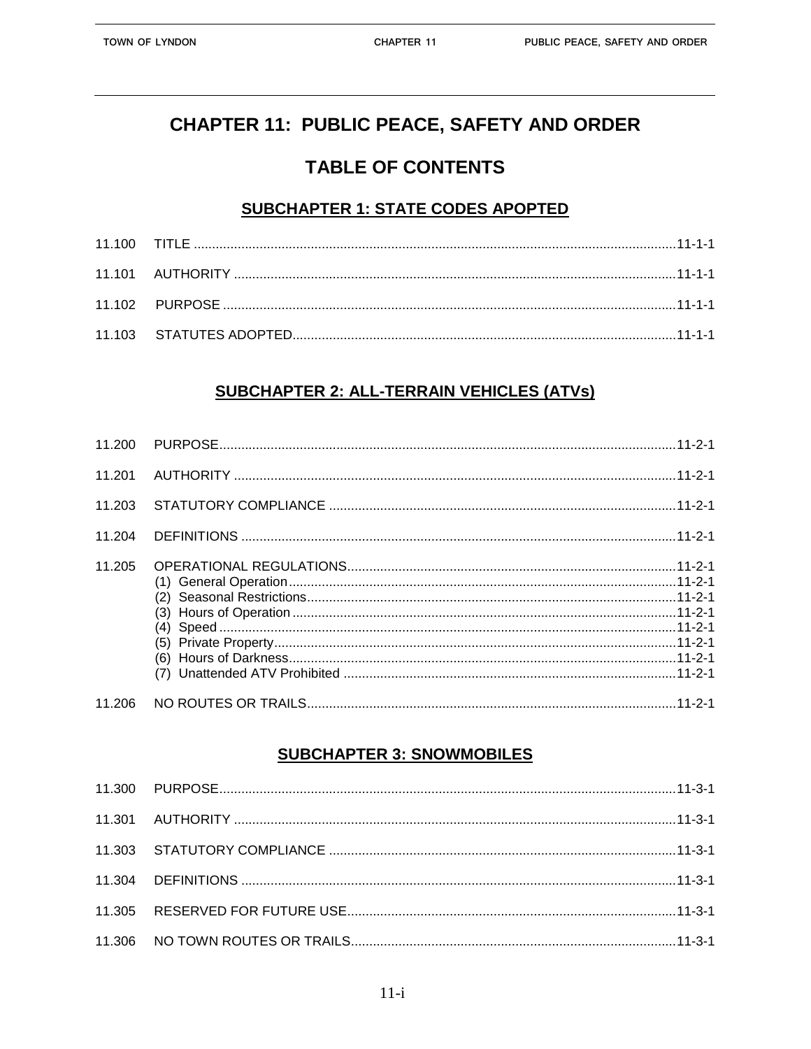# CHAPTER 11: PUBLIC PEACE, SAFETY AND ORDER

## TABLE OF CONTENTS

### SUBCHAPTER 1: STATE CODES APOPTED

11.100 TITLE .......... 11-1-1

11.101 AUTHORITY .......... 11-1-1

11.102 PURPOSE .......... 11-1-1

11.103 STATUTES ADOPTED .......... 11-1-1

### SUBCHAPTER 2: ALL-TERRAIN VEHICLES (ATVs)

11.200 PURPOSE .......... 11-2-1

11.201 AUTHORITY .......... 11-2-1

11.203 STATUTORY COMPLIANCE .......... 11-2-1

11.204 DEFINITIONS .......... 11-2-1

11.205 OPERATIONAL REGULATIONS .......... 11-2-1
- (1) General Operation .......... 11-2-1
- (2) Seasonal Restrictions .......... 11-2-1
- (3) Hours of Operation .......... 11-2-1
- (4) Speed .......... 11-2-1
- (5) Private Property .......... 11-2-1
- (6) Hours of Darkness .......... 11-2-1
- (7) Unattended ATV Prohibited .......... 11-2-1

11.206 NO ROUTES OR TRAILS .......... 11-2-1

### SUBCHAPTER 3: SNOWMOBILES

11.300 PURPOSE .......... 11-3-1

11.301 AUTHORITY .......... 11-3-1

11.303 STATUTORY COMPLIANCE .......... 11-3-1

11.304 DEFINITIONS .......... 11-3-1

11.305 RESERVED FOR FUTURE USE .......... 11-3-1

11.306 NO TOWN ROUTES OR TRAILS .......... 11-3-1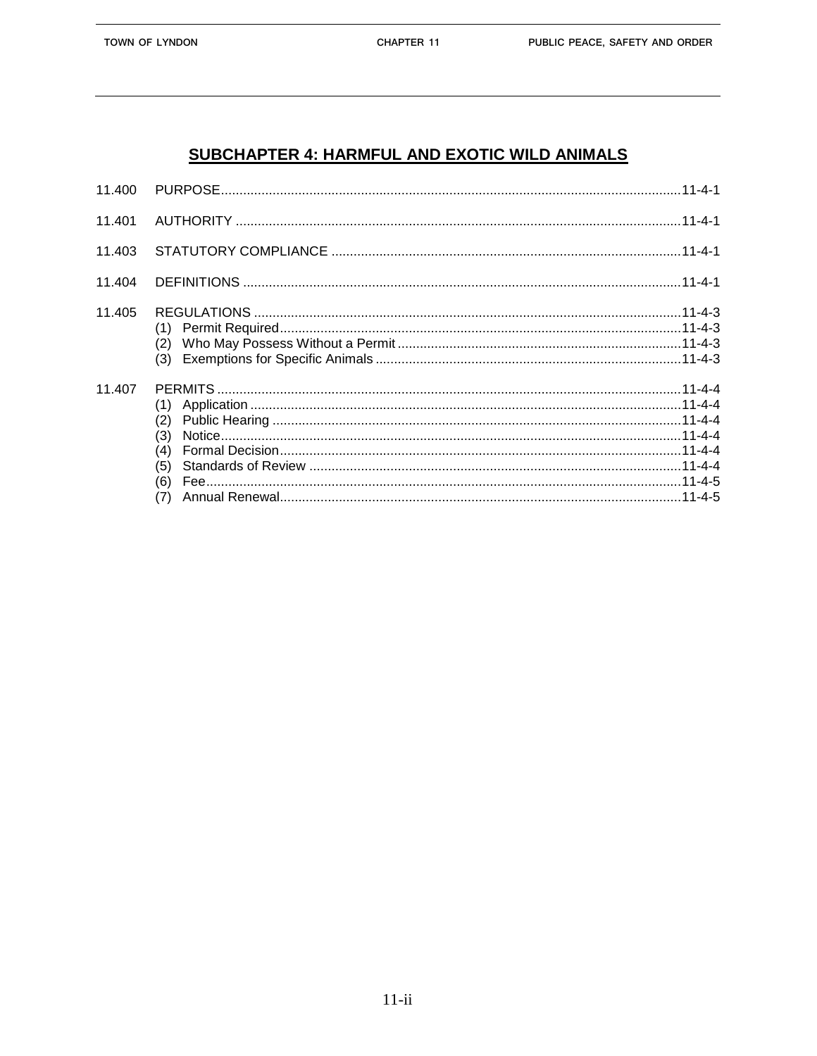## SUBCHAPTER 4: HARMFUL AND EXOTIC WILD ANIMALS

| | | |
|---|---|---|
| 11.400 | PURPOSE | 11-4-1 |
| 11.401 | AUTHORITY | 11-4-1 |
| 11.403 | STATUTORY COMPLIANCE | 11-4-1 |
| 11.404 | DEFINITIONS | 11-4-1 |
| 11.405 | REGULATIONS | 11-4-3 |
| | (1) Permit Required | 11-4-3 |
| | (2) Who May Possess Without a Permit | 11-4-3 |
| | (3) Exemptions for Specific Animals | 11-4-3 |
| 11.407 | PERMITS | 11-4-4 |
| | (1) Application | 11-4-4 |
| | (2) Public Hearing | 11-4-4 |
| | (3) Notice | 11-4-4 |
| | (4) Formal Decision | 11-4-4 |
| | (5) Standards of Review | 11-4-4 |
| | (6) Fee | 11-4-5 |
| | (7) Annual Renewal | 11-4-5 |